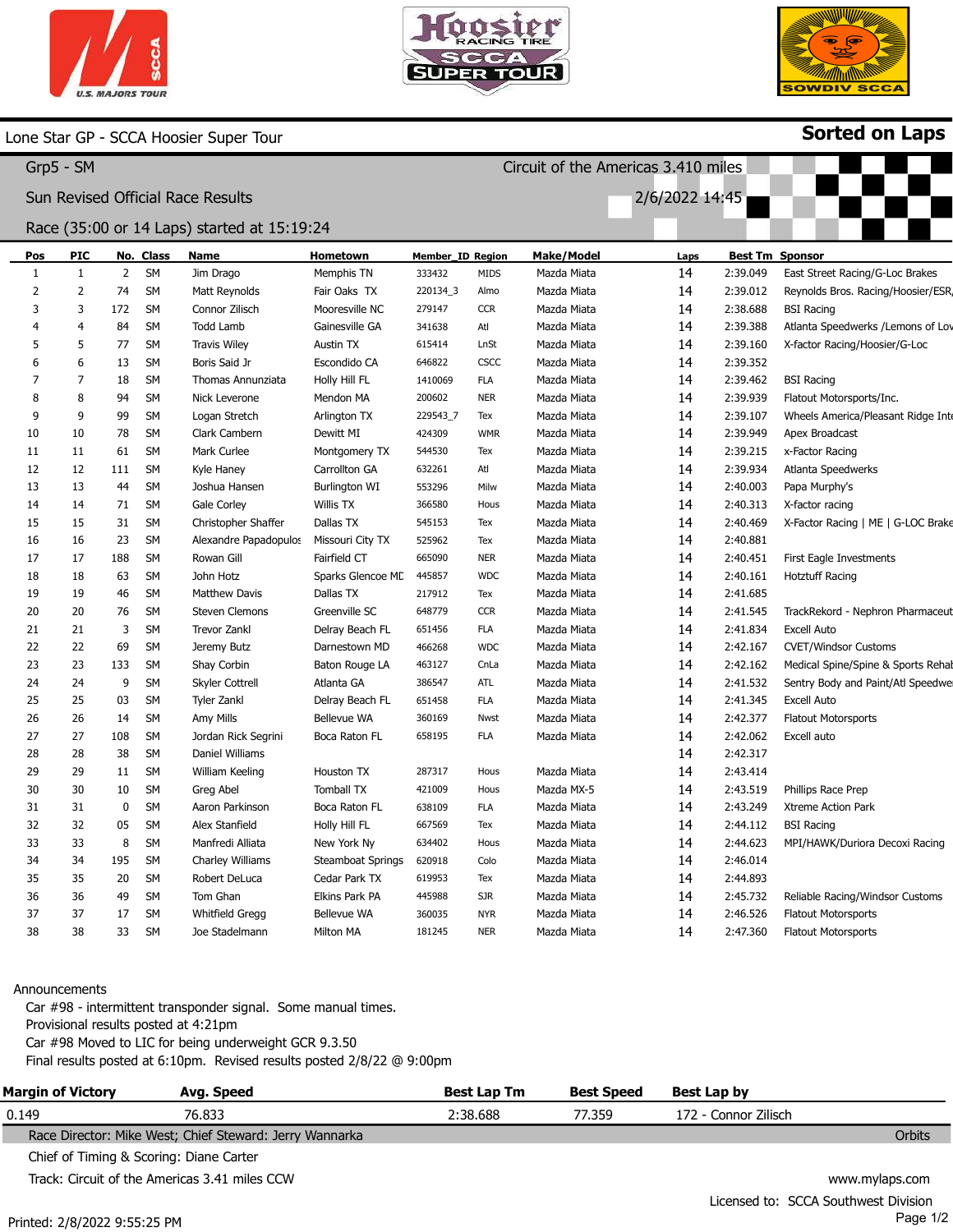# Lone Star GP - SCCA Hoosier Super Tour

**Sorted on Laps**

## Grp5 - SM

Circuit of the Americas 3.410 miles

Sun Revised Official Race Results

2/6/2022 14:45

Race (35:00 or 14 Laps) started at 15:19:24

| Pos | PIC | No. | Class | Name | Hometown | Member_ID | Region | Make/Model | Laps | Best Tm | Sponsor |
|---|---|---|---|---|---|---|---|---|---|---|---|
| 1 | 1 | 2 | SM | Jim Drago | Memphis TN | 333432 | MIDS | Mazda Miata | 14 | 2:39.049 | East Street Racing/G-Loc Brakes |
| 2 | 2 | 74 | SM | Matt Reynolds | Fair Oaks TX | 220134_3 | Almo | Mazda Miata | 14 | 2:39.012 | Reynolds Bros. Racing/Hoosier/ESR |
| 3 | 3 | 172 | SM | Connor Zilisch | Mooresville NC | 279147 | CCR | Mazda Miata | 14 | 2:38.688 | BSI Racing |
| 4 | 4 | 84 | SM | Todd Lamb | Gainesville GA | 341638 | Atl | Mazda Miata | 14 | 2:39.388 | Atlanta Speedwerks /Lemons of Lov |
| 5 | 5 | 77 | SM | Travis Wiley | Austin TX | 615414 | LnSt | Mazda Miata | 14 | 2:39.160 | X-factor Racing/Hoosier/G-Loc |
| 6 | 6 | 13 | SM | Boris Said Jr | Escondido CA | 646822 | CSCC | Mazda Miata | 14 | 2:39.352 | |
| 7 | 7 | 18 | SM | Thomas Annunziata | Holly Hill FL | 1410069 | FLA | Mazda Miata | 14 | 2:39.462 | BSI Racing |
| 8 | 8 | 94 | SM | Nick Leverone | Mendon MA | 200602 | NER | Mazda Miata | 14 | 2:39.939 | Flatout Motorsports/Inc. |
| 9 | 9 | 99 | SM | Logan Stretch | Arlington TX | 229543_7 | Tex | Mazda Miata | 14 | 2:39.107 | Wheels America/Pleasant Ridge Inte |
| 10 | 10 | 78 | SM | Clark Cambern | Dewitt MI | 424309 | WMR | Mazda Miata | 14 | 2:39.949 | Apex Broadcast |
| 11 | 11 | 61 | SM | Mark Curlee | Montgomery TX | 544530 | Tex | Mazda Miata | 14 | 2:39.215 | x-Factor Racing |
| 12 | 12 | 111 | SM | Kyle Haney | Carrollton GA | 632261 | Atl | Mazda Miata | 14 | 2:39.934 | Atlanta Speedwerks |
| 13 | 13 | 44 | SM | Joshua Hansen | Burlington WI | 553296 | Milw | Mazda Miata | 14 | 2:40.003 | Papa Murphy's |
| 14 | 14 | 71 | SM | Gale Corley | Willis TX | 366580 | Hous | Mazda Miata | 14 | 2:40.313 | X-factor racing |
| 15 | 15 | 31 | SM | Christopher Shaffer | Dallas TX | 545153 | Tex | Mazda Miata | 14 | 2:40.469 | X-Factor Racing \| ME \| G-LOC Brake |
| 16 | 16 | 23 | SM | Alexandre Papadopulos | Missouri City TX | 525962 | Tex | Mazda Miata | 14 | 2:40.881 | |
| 17 | 17 | 188 | SM | Rowan Gill | Fairfield CT | 665090 | NER | Mazda Miata | 14 | 2:40.451 | First Eagle Investments |
| 18 | 18 | 63 | SM | John Hotz | Sparks Glencoe MD | 445857 | WDC | Mazda Miata | 14 | 2:40.161 | Hotztuff Racing |
| 19 | 19 | 46 | SM | Matthew Davis | Dallas TX | 217912 | Tex | Mazda Miata | 14 | 2:41.685 | |
| 20 | 20 | 76 | SM | Steven Clemons | Greenville SC | 648779 | CCR | Mazda Miata | 14 | 2:41.545 | TrackRekord - Nephron Pharmaceut |
| 21 | 21 | 3 | SM | Trevor Zankl | Delray Beach FL | 651456 | FLA | Mazda Miata | 14 | 2:41.834 | Excell Auto |
| 22 | 22 | 69 | SM | Jeremy Butz | Darnestown MD | 466268 | WDC | Mazda Miata | 14 | 2:42.167 | CVET/Windsor Customs |
| 23 | 23 | 133 | SM | Shay Corbin | Baton Rouge LA | 463127 | CnLa | Mazda Miata | 14 | 2:42.162 | Medical Spine/Spine & Sports Rehat |
| 24 | 24 | 9 | SM | Skyler Cottrell | Atlanta GA | 386547 | ATL | Mazda Miata | 14 | 2:41.532 | Sentry Body and Paint/Atl Speedwe |
| 25 | 25 | 03 | SM | Tyler Zankl | Delray Beach FL | 651458 | FLA | Mazda Miata | 14 | 2:41.345 | Excell Auto |
| 26 | 26 | 14 | SM | Amy Mills | Bellevue WA | 360169 | Nwst | Mazda Miata | 14 | 2:42.377 | Flatout Motorsports |
| 27 | 27 | 108 | SM | Jordan Rick Segrini | Boca Raton FL | 658195 | FLA | Mazda Miata | 14 | 2:42.062 | Excell auto |
| 28 | 28 | 38 | SM | Daniel Williams | | | | | 14 | 2:42.317 | |
| 29 | 29 | 11 | SM | William Keeling | Houston TX | 287317 | Hous | Mazda Miata | 14 | 2:43.414 | |
| 30 | 30 | 10 | SM | Greg Abel | Tomball TX | 421009 | Hous | Mazda MX-5 | 14 | 2:43.519 | Phillips Race Prep |
| 31 | 31 | 0 | SM | Aaron Parkinson | Boca Raton FL | 638109 | FLA | Mazda Miata | 14 | 2:43.249 | Xtreme Action Park |
| 32 | 32 | 05 | SM | Alex Stanfield | Holly Hill FL | 667569 | Tex | Mazda Miata | 14 | 2:44.112 | BSI Racing |
| 33 | 33 | 8 | SM | Manfredi Alliata | New York Ny | 634402 | Hous | Mazda Miata | 14 | 2:44.623 | MPI/HAWK/Duriora Decoxi Racing |
| 34 | 34 | 195 | SM | Charley Williams | Steamboat Springs | 620918 | Colo | Mazda Miata | 14 | 2:46.014 | |
| 35 | 35 | 20 | SM | Robert DeLuca | Cedar Park TX | 619953 | Tex | Mazda Miata | 14 | 2:44.893 | |
| 36 | 36 | 49 | SM | Tom Ghan | Elkins Park PA | 445988 | SJR | Mazda Miata | 14 | 2:45.732 | Reliable Racing/Windsor Customs |
| 37 | 37 | 17 | SM | Whitfield Gregg | Bellevue WA | 360035 | NYR | Mazda Miata | 14 | 2:46.526 | Flatout Motorsports |
| 38 | 38 | 33 | SM | Joe Stadelmann | Milton MA | 181245 | NER | Mazda Miata | 14 | 2:47.360 | Flatout Motorsports |

Announcements

Car #98 - intermittent transponder signal. Some manual times.
Provisional results posted at 4:21pm
Car #98 Moved to LIC for being underweight GCR 9.3.50
Final results posted at 6:10pm. Revised results posted 2/8/22 @ 9:00pm

| Margin of Victory | Avg. Speed | Best Lap Tm | Best Speed | Best Lap by |
|---|---|---|---|---|
| 0.149 | 76.833 | 2:38.688 | 77.359 | 172 - Connor Zilisch |

Race Director: Mike West; Chief Steward: Jerry Wannarka

Orbits

Chief of Timing & Scoring: Diane Carter

Track: Circuit of the Americas 3.41 miles CCW

www.mylaps.com

Licensed to: SCCA Southwest Division

Printed: 2/8/2022 9:55:25 PM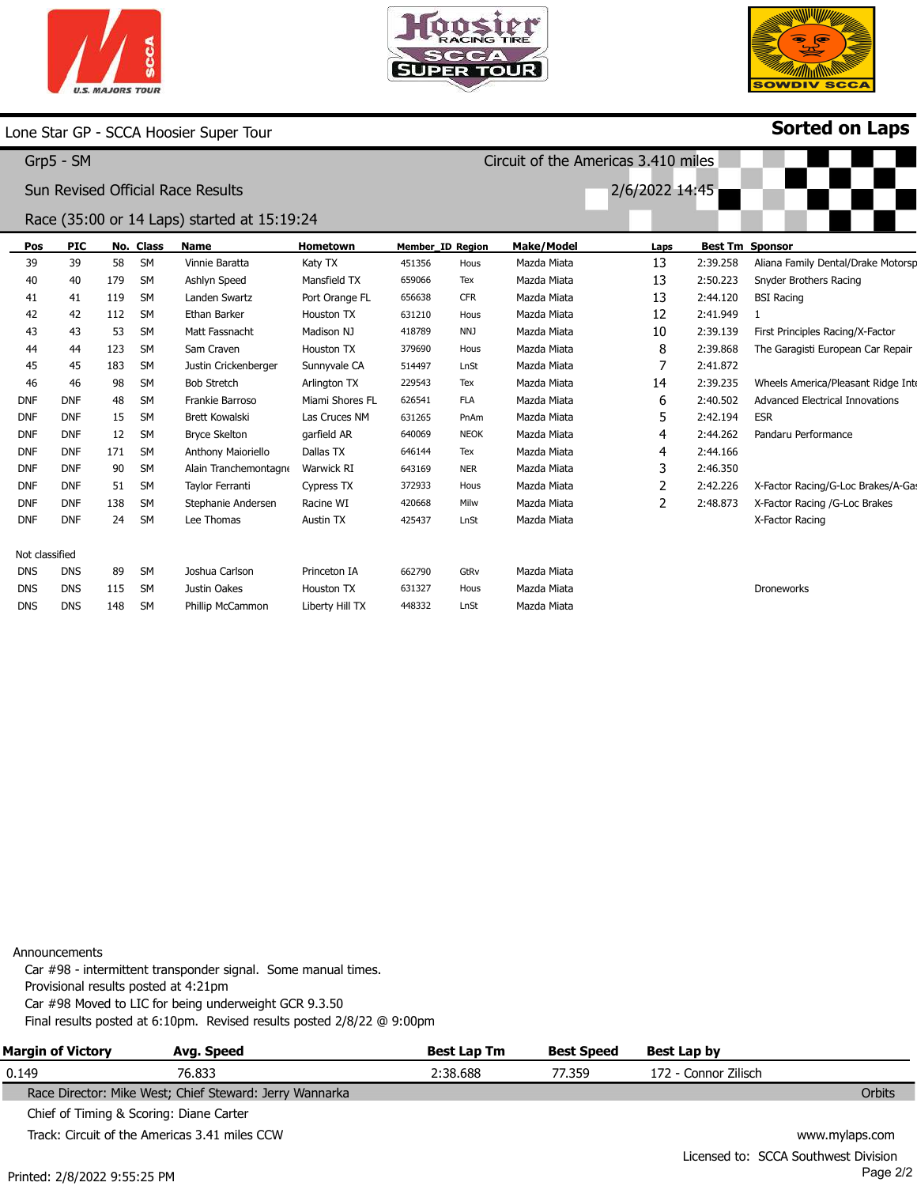Lone Star GP - SCCA Hoosier Super Tour

**Sorted on Laps**

## Grp5 - SM

Circuit of the Americas 3.410 miles

Sun Revised Official Race Results

2/6/2022 14:45

Race (35:00 or 14 Laps) started at 15:19:24

| Pos | PIC | No. | Class | Name | Hometown | Member_ID | Region | Make/Model | Laps | Best Tm | Sponsor |
|---|---|---|---|---|---|---|---|---|---|---|---|
| 39 | 39 | 58 | SM | Vinnie Baratta | Katy TX | 451356 | Hous | Mazda Miata | 13 | 2:39.258 | Aliana Family Dental/Drake Motorsp |
| 40 | 40 | 179 | SM | Ashlyn Speed | Mansfield TX | 659066 | Tex | Mazda Miata | 13 | 2:50.223 | Snyder Brothers Racing |
| 41 | 41 | 119 | SM | Landen Swartz | Port Orange FL | 656638 | CFR | Mazda Miata | 13 | 2:44.120 | BSI Racing |
| 42 | 42 | 112 | SM | Ethan Barker | Houston TX | 631210 | Hous | Mazda Miata | 12 | 2:41.949 | 1 |
| 43 | 43 | 53 | SM | Matt Fassnacht | Madison NJ | 418789 | NNJ | Mazda Miata | 10 | 2:39.139 | First Principles Racing/X-Factor |
| 44 | 44 | 123 | SM | Sam Craven | Houston TX | 379690 | Hous | Mazda Miata | 8 | 2:39.868 | The Garagisti European Car Repair |
| 45 | 45 | 183 | SM | Justin Crickenberger | Sunnyvale CA | 514497 | LnSt | Mazda Miata | 7 | 2:41.872 | |
| 46 | 46 | 98 | SM | Bob Stretch | Arlington TX | 229543 | Tex | Mazda Miata | 14 | 2:39.235 | Wheels America/Pleasant Ridge Inte |
| DNF | DNF | 48 | SM | Frankie Barroso | Miami Shores FL | 626541 | FLA | Mazda Miata | 6 | 2:40.502 | Advanced Electrical Innovations |
| DNF | DNF | 15 | SM | Brett Kowalski | Las Cruces NM | 631265 | PnAm | Mazda Miata | 5 | 2:42.194 | ESR |
| DNF | DNF | 12 | SM | Bryce Skelton | garfield AR | 640069 | NEOK | Mazda Miata | 4 | 2:44.262 | Pandaru Performance |
| DNF | DNF | 171 | SM | Anthony Maioriello | Dallas TX | 646144 | Tex | Mazda Miata | 4 | 2:44.166 | |
| DNF | DNF | 90 | SM | Alain Tranchemontagne | Warwick RI | 643169 | NER | Mazda Miata | 3 | 2:46.350 | |
| DNF | DNF | 51 | SM | Taylor Ferranti | Cypress TX | 372933 | Hous | Mazda Miata | 2 | 2:42.226 | X-Factor Racing/G-Loc Brakes/A-Gas |
| DNF | DNF | 138 | SM | Stephanie Andersen | Racine WI | 420668 | Milw | Mazda Miata | 2 | 2:48.873 | X-Factor Racing /G-Loc Brakes |
| DNF | DNF | 24 | SM | Lee Thomas | Austin TX | 425437 | LnSt | Mazda Miata | | | X-Factor Racing |
| Not classified | | | | | | | | | | | |
| DNS | DNS | 89 | SM | Joshua Carlson | Princeton IA | 662790 | GtRv | Mazda Miata | | | |
| DNS | DNS | 115 | SM | Justin Oakes | Houston TX | 631327 | Hous | Mazda Miata | | | Droneworks |
| DNS | DNS | 148 | SM | Phillip McCammon | Liberty Hill TX | 448332 | LnSt | Mazda Miata | | | |

Announcements

Car #98 - intermittent transponder signal. Some manual times.
Provisional results posted at 4:21pm
Car #98 Moved to LIC for being underweight GCR 9.3.50
Final results posted at 6:10pm. Revised results posted 2/8/22 @ 9:00pm

| Margin of Victory | Avg. Speed | Best Lap Tm | Best Speed | Best Lap by |
|---|---|---|---|---|
| 0.149 | 76.833 | 2:38.688 | 77.359 | 172 - Connor Zilisch |

Race Director: Mike West; Chief Steward: Jerry Wannarka

Orbits

Chief of Timing & Scoring: Diane Carter

Track: Circuit of the Americas 3.41 miles CCW

www.mylaps.com

Licensed to: SCCA Southwest Division

Printed: 2/8/2022 9:55:25 PM